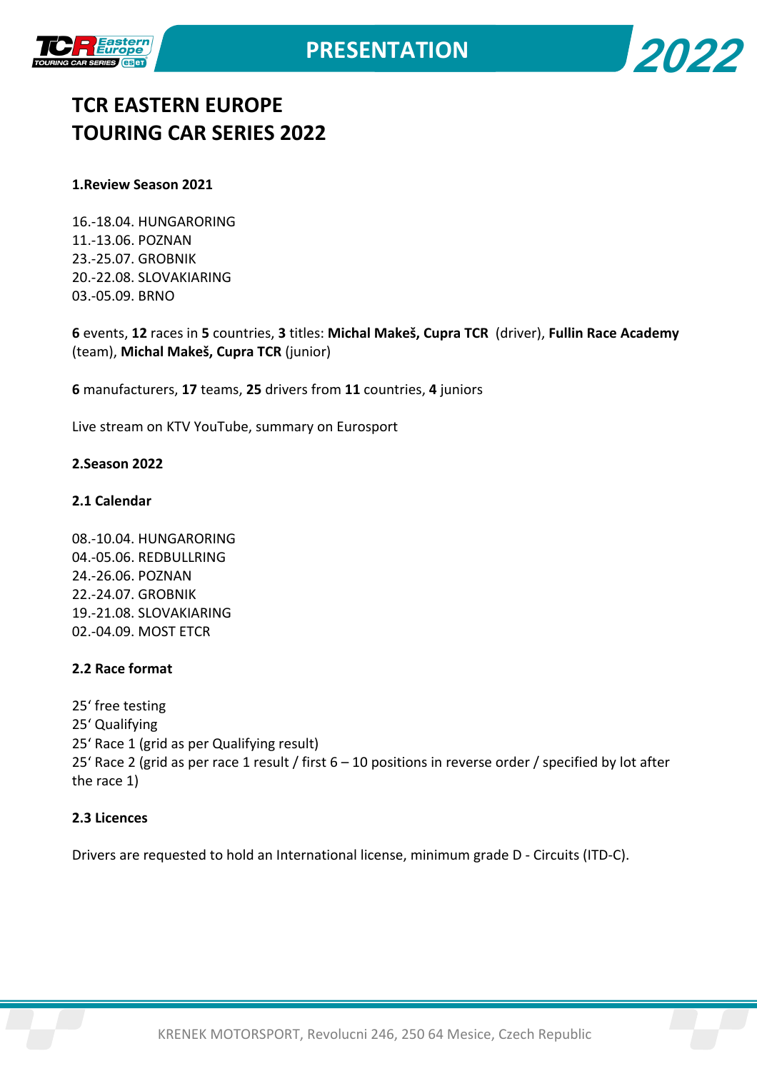# TCR EASTERN EUROPE
# TOURING CAR SERIES 2022

**1.Review Season 2021**

16.-18.04. HUNGARORING
11.-13.06. POZNAN
23.-25.07. GROBNIK
20.-22.08. SLOVAKIARING
03.-05.09. BRNO

**6** events, **12** races in **5** countries, **3** titles: **Michal Makeš, Cupra TCR** (driver), **Fullin Race Academy** (team), **Michal Makeš, Cupra TCR** (junior)

**6** manufacturers, **17** teams, **25** drivers from **11** countries, **4** juniors

Live stream on KTV YouTube, summary on Eurosport

**2.Season 2022**

**2.1 Calendar**

08.-10.04. HUNGARORING
04.-05.06. REDBULLRING
24.-26.06. POZNAN
22.-24.07. GROBNIK
19.-21.08. SLOVAKIARING
02.-04.09. MOST ETCR

**2.2 Race format**

25' free testing
25' Qualifying
25' Race 1 (grid as per Qualifying result)
25' Race 2 (grid as per race 1 result / first 6 – 10 positions in reverse order / specified by lot after the race 1)

**2.3 Licences**

Drivers are requested to hold an International license, minimum grade D - Circuits (ITD-C).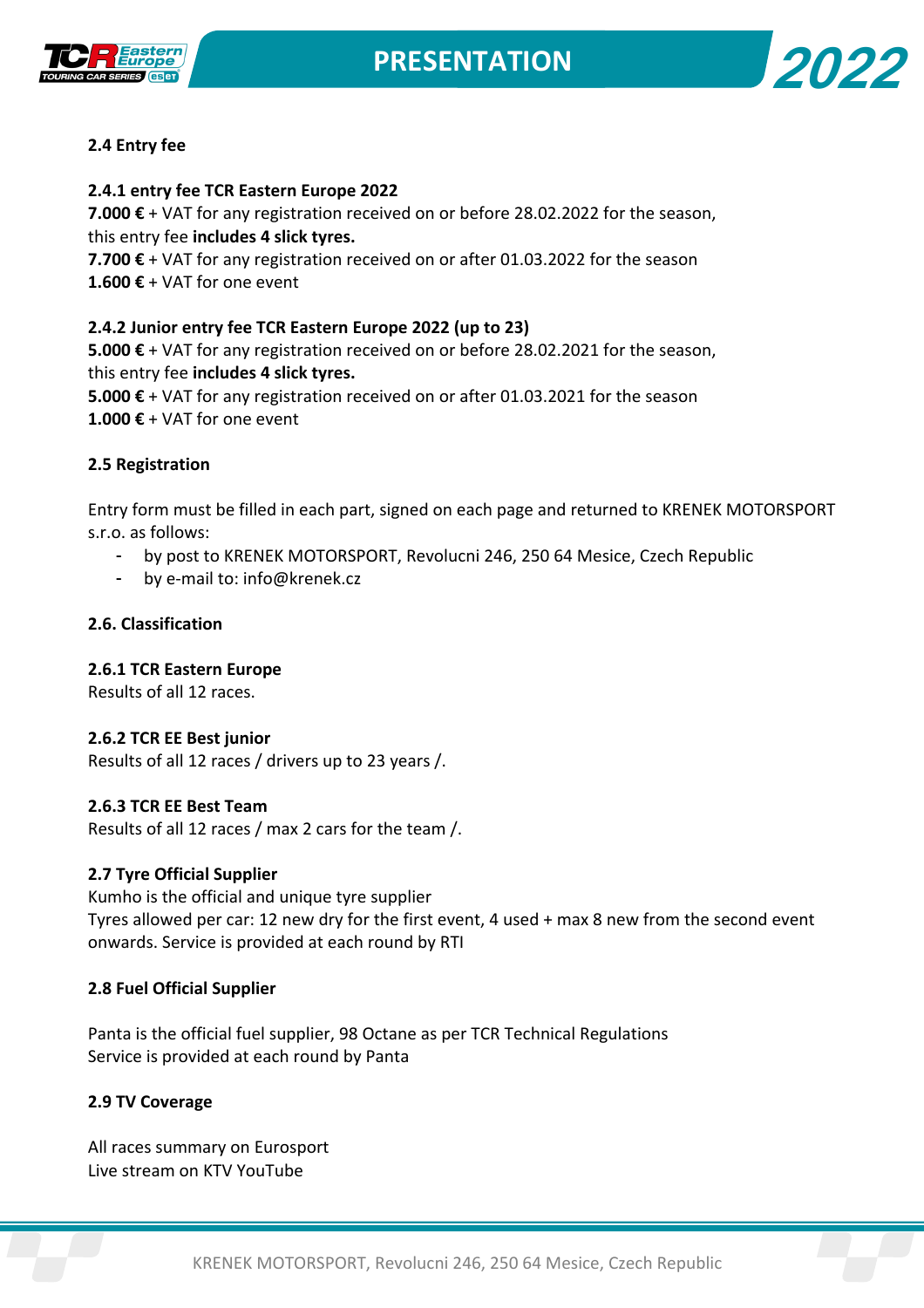## 2.4 Entry fee

### 2.4.1 entry fee TCR Eastern Europe 2022

**7.000 €** + VAT for any registration received on or before 28.02.2022 for the season, this entry fee **includes 4 slick tyres.**
**7.700 €** + VAT for any registration received on or after 01.03.2022 for the season
**1.600 €** + VAT for one event

### 2.4.2 Junior entry fee TCR Eastern Europe 2022 (up to 23)

**5.000 €** + VAT for any registration received on or before 28.02.2021 for the season, this entry fee **includes 4 slick tyres.**
**5.000 €** + VAT for any registration received on or after 01.03.2021 for the season
**1.000 €** + VAT for one event

## 2.5 Registration

Entry form must be filled in each part, signed on each page and returned to KRENEK MOTORSPORT s.r.o. as follows:

- by post to KRENEK MOTORSPORT, Revolucni 246, 250 64 Mesice, Czech Republic
- by e-mail to: info@krenek.cz

## 2.6. Classification

### 2.6.1 TCR Eastern Europe

Results of all 12 races.

### 2.6.2 TCR EE Best junior

Results of all 12 races / drivers up to 23 years /.

### 2.6.3 TCR EE Best Team

Results of all 12 races / max 2 cars for the team /.

## 2.7 Tyre Official Supplier

Kumho is the official and unique tyre supplier
Tyres allowed per car: 12 new dry for the first event, 4 used + max 8 new from the second event onwards. Service is provided at each round by RTI

## 2.8 Fuel Official Supplier

Panta is the official fuel supplier, 98 Octane as per TCR Technical Regulations
Service is provided at each round by Panta

## 2.9 TV Coverage

All races summary on Eurosport
Live stream on KTV YouTube